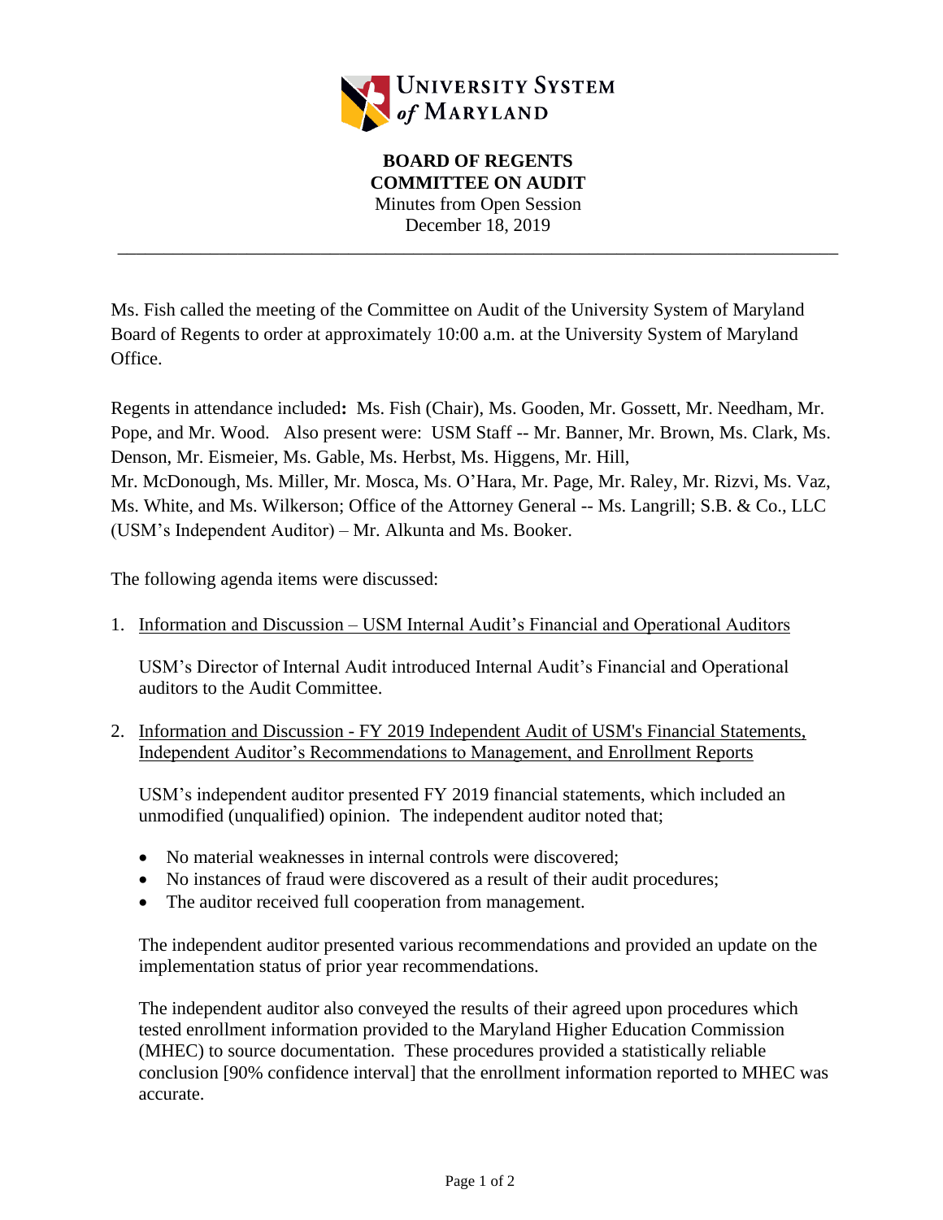UNIVERSITY SYSTEM *of* MARYLAND

**BOARD OF REGENTS**
**COMMITTEE ON AUDIT**
Minutes from Open Session
December 18, 2019

---

Ms. Fish called the meeting of the Committee on Audit of the University System of Maryland Board of Regents to order at approximately 10:00 a.m. at the University System of Maryland Office.

Regents in attendance included**:** Ms. Fish (Chair), Ms. Gooden, Mr. Gossett, Mr. Needham, Mr. Pope, and Mr. Wood. Also present were: USM Staff -- Mr. Banner, Mr. Brown, Ms. Clark, Ms. Denson, Mr. Eismeier, Ms. Gable, Ms. Herbst, Ms. Higgens, Mr. Hill, Mr. McDonough, Ms. Miller, Mr. Mosca, Ms. O'Hara, Mr. Page, Mr. Raley, Mr. Rizvi, Ms. Vaz, Ms. White, and Ms. Wilkerson; Office of the Attorney General -- Ms. Langrill; S.B. & Co., LLC (USM's Independent Auditor) – Mr. Alkunta and Ms. Booker.

The following agenda items were discussed:

1. Information and Discussion – USM Internal Audit's Financial and Operational Auditors

   USM's Director of Internal Audit introduced Internal Audit's Financial and Operational auditors to the Audit Committee.

2. Information and Discussion - FY 2019 Independent Audit of USM's Financial Statements, Independent Auditor's Recommendations to Management, and Enrollment Reports

   USM's independent auditor presented FY 2019 financial statements, which included an unmodified (unqualified) opinion. The independent auditor noted that;

   - No material weaknesses in internal controls were discovered;
   - No instances of fraud were discovered as a result of their audit procedures;
   - The auditor received full cooperation from management.

   The independent auditor presented various recommendations and provided an update on the implementation status of prior year recommendations.

   The independent auditor also conveyed the results of their agreed upon procedures which tested enrollment information provided to the Maryland Higher Education Commission (MHEC) to source documentation. These procedures provided a statistically reliable conclusion [90% confidence interval] that the enrollment information reported to MHEC was accurate.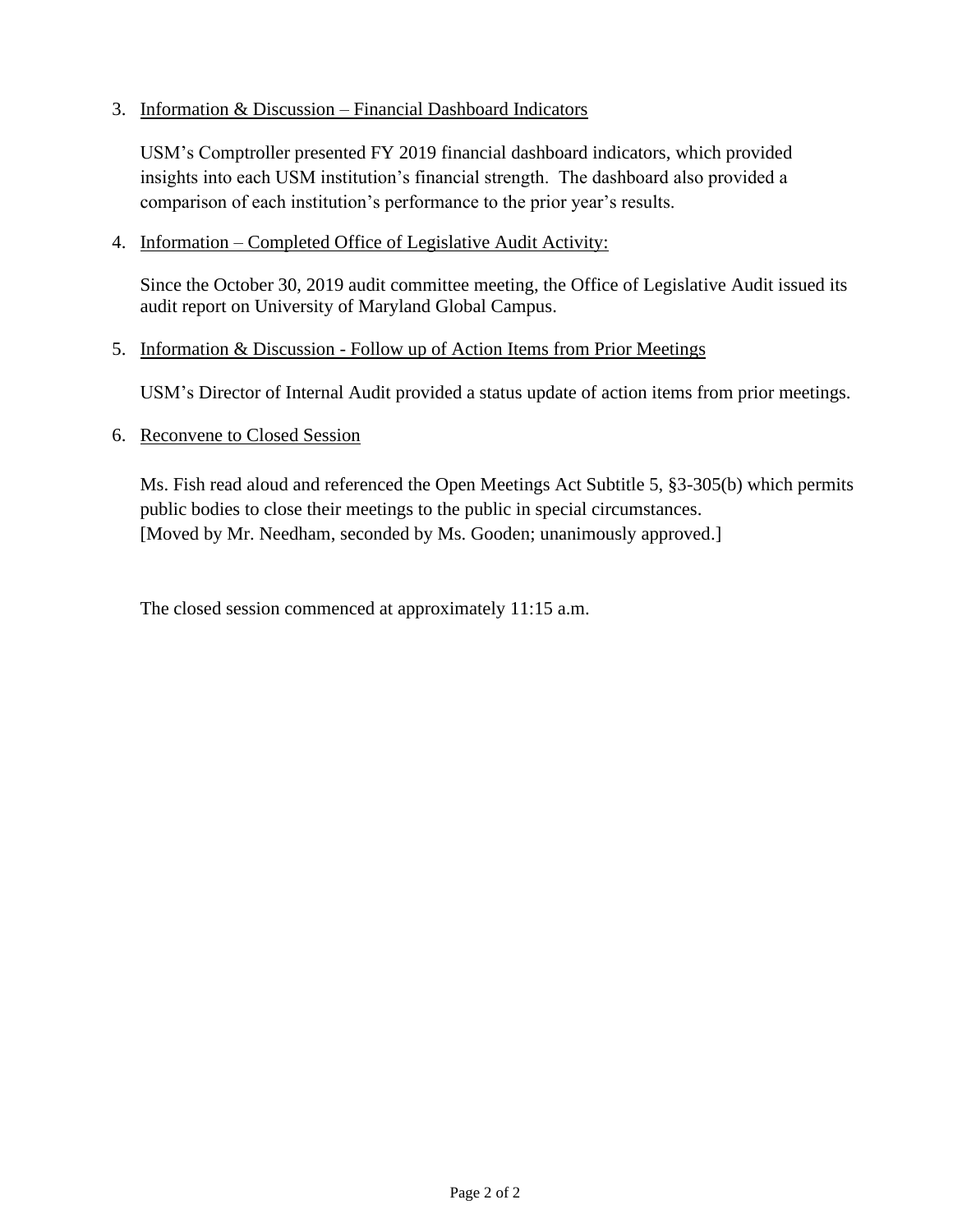3. <u>Information & Discussion – Financial Dashboard Indicators</u>

   USM's Comptroller presented FY 2019 financial dashboard indicators, which provided insights into each USM institution's financial strength. The dashboard also provided a comparison of each institution's performance to the prior year's results.

4. <u>Information – Completed Office of Legislative Audit Activity:</u>

   Since the October 30, 2019 audit committee meeting, the Office of Legislative Audit issued its audit report on University of Maryland Global Campus.

5. <u>Information & Discussion - Follow up of Action Items from Prior Meetings</u>

   USM's Director of Internal Audit provided a status update of action items from prior meetings.

6. <u>Reconvene to Closed Session</u>

   Ms. Fish read aloud and referenced the Open Meetings Act Subtitle 5, §3-305(b) which permits public bodies to close their meetings to the public in special circumstances.
   [Moved by Mr. Needham, seconded by Ms. Gooden; unanimously approved.]

   The closed session commenced at approximately 11:15 a.m.